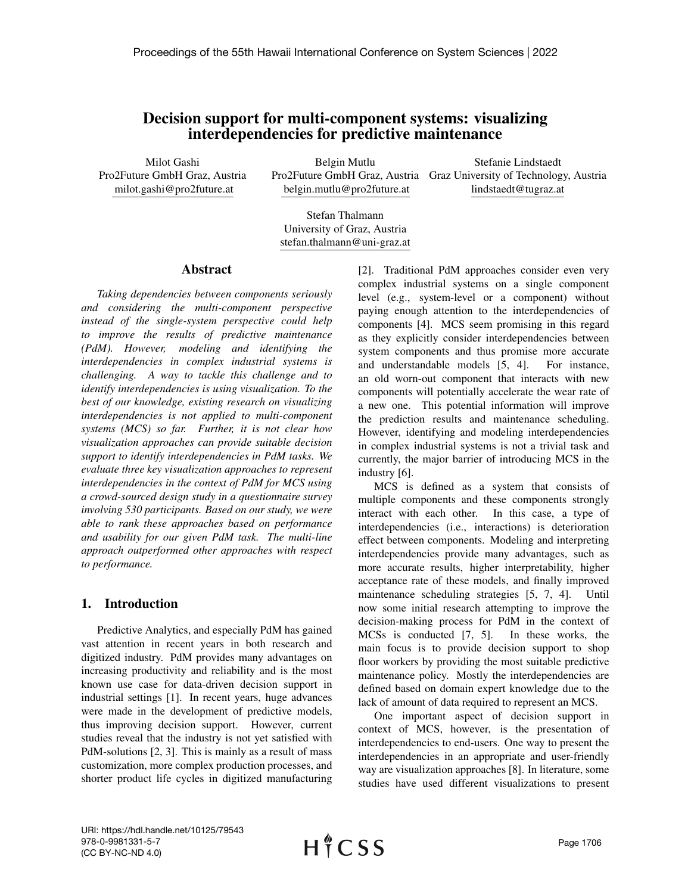# Decision support for multi-component systems: visualizing interdependencies for predictive maintenance

Milot Gashi
Pro2Future GmbH Graz, Austria
milot.gashi@pro2future.at

Belgin Mutlu
Pro2Future GmbH Graz, Austria
belgin.mutlu@pro2future.at

Stefanie Lindstaedt
Graz University of Technology, Austria
lindstaedt@tugraz.at

Stefan Thalmann
University of Graz, Austria
stefan.thalmann@uni-graz.at

## Abstract

*Taking dependencies between components seriously and considering the multi-component perspective instead of the single-system perspective could help to improve the results of predictive maintenance (PdM). However, modeling and identifying the interdependencies in complex industrial systems is challenging. A way to tackle this challenge and to identify interdependencies is using visualization. To the best of our knowledge, existing research on visualizing interdependencies is not applied to multi-component systems (MCS) so far. Further, it is not clear how visualization approaches can provide suitable decision support to identify interdependencies in PdM tasks. We evaluate three key visualization approaches to represent interdependencies in the context of PdM for MCS using a crowd-sourced design study in a questionnaire survey involving 530 participants. Based on our study, we were able to rank these approaches based on performance and usability for our given PdM task. The multi-line approach outperformed other approaches with respect to performance.*

## 1. Introduction

Predictive Analytics, and especially PdM has gained vast attention in recent years in both research and digitized industry. PdM provides many advantages on increasing productivity and reliability and is the most known use case for data-driven decision support in industrial settings [1]. In recent years, huge advances were made in the development of predictive models, thus improving decision support. However, current studies reveal that the industry is not yet satisfied with PdM-solutions [2, 3]. This is mainly as a result of mass customization, more complex production processes, and shorter product life cycles in digitized manufacturing [2]. Traditional PdM approaches consider even very complex industrial systems on a single component level (e.g., system-level or a component) without paying enough attention to the interdependencies of components [4]. MCS seem promising in this regard as they explicitly consider interdependencies between system components and thus promise more accurate and understandable models [5, 4]. For instance, an old worn-out component that interacts with new components will potentially accelerate the wear rate of a new one. This potential information will improve the prediction results and maintenance scheduling. However, identifying and modeling interdependencies in complex industrial systems is not a trivial task and currently, the major barrier of introducing MCS in the industry [6].

MCS is defined as a system that consists of multiple components and these components strongly interact with each other. In this case, a type of interdependencies (i.e., interactions) is deterioration effect between components. Modeling and interpreting interdependencies provide many advantages, such as more accurate results, higher interpretability, higher acceptance rate of these models, and finally improved maintenance scheduling strategies [5, 7, 4]. Until now some initial research attempting to improve the decision-making process for PdM in the context of MCSs is conducted [7, 5]. In these works, the main focus is to provide decision support to shop floor workers by providing the most suitable predictive maintenance policy. Mostly the interdependencies are defined based on domain expert knowledge due to the lack of amount of data required to represent an MCS.

One important aspect of decision support in context of MCS, however, is the presentation of interdependencies to end-users. One way to present the interdependencies in an appropriate and user-friendly way are visualization approaches [8]. In literature, some studies have used different visualizations to present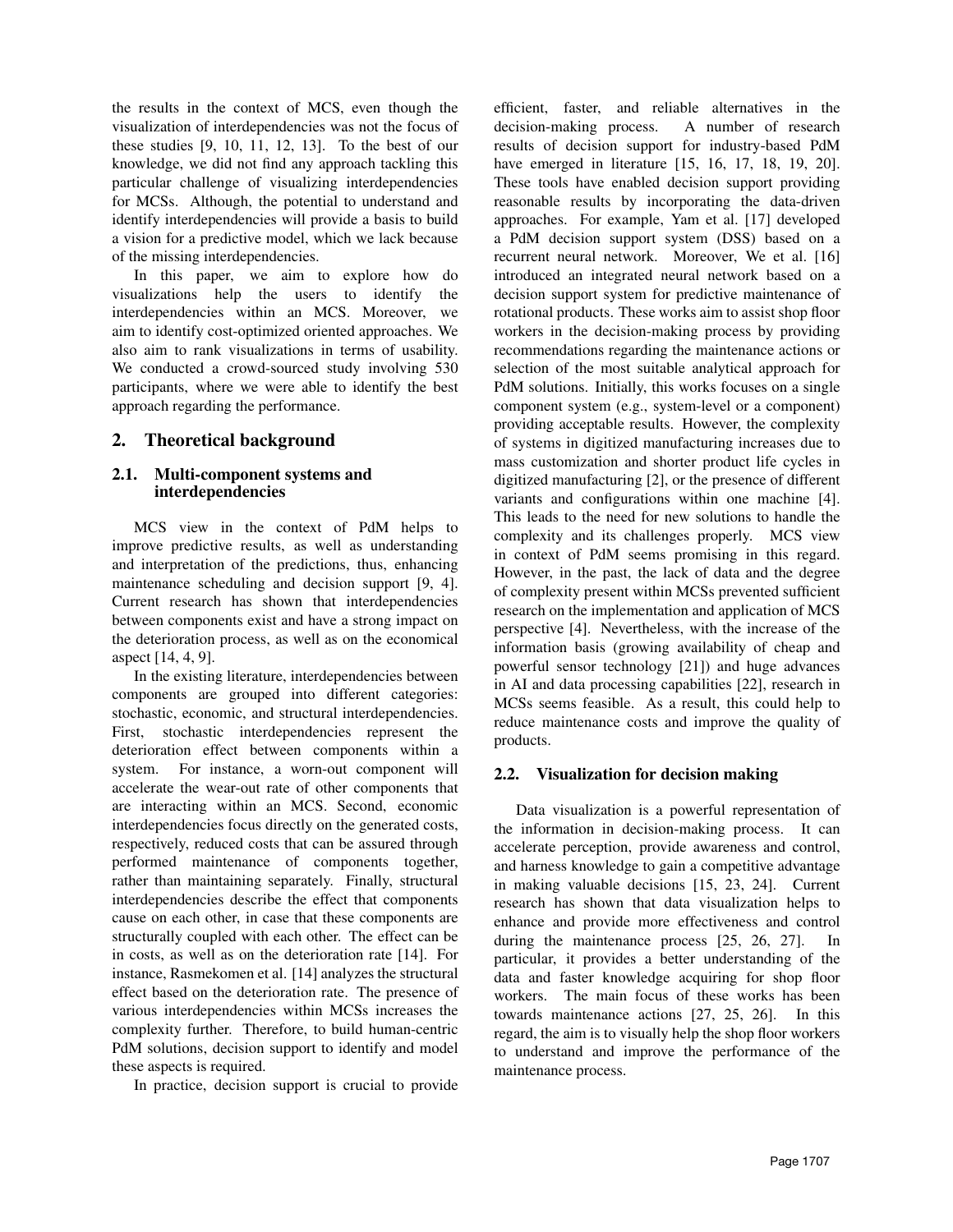the results in the context of MCS, even though the visualization of interdependencies was not the focus of these studies [9, 10, 11, 12, 13]. To the best of our knowledge, we did not find any approach tackling this particular challenge of visualizing interdependencies for MCSs. Although, the potential to understand and identify interdependencies will provide a basis to build a vision for a predictive model, which we lack because of the missing interdependencies.

In this paper, we aim to explore how do visualizations help the users to identify the interdependencies within an MCS. Moreover, we aim to identify cost-optimized oriented approaches. We also aim to rank visualizations in terms of usability. We conducted a crowd-sourced study involving 530 participants, where we were able to identify the best approach regarding the performance.

## 2. Theoretical background

### 2.1. Multi-component systems and interdependencies

MCS view in the context of PdM helps to improve predictive results, as well as understanding and interpretation of the predictions, thus, enhancing maintenance scheduling and decision support [9, 4]. Current research has shown that interdependencies between components exist and have a strong impact on the deterioration process, as well as on the economical aspect [14, 4, 9].

In the existing literature, interdependencies between components are grouped into different categories: stochastic, economic, and structural interdependencies. First, stochastic interdependencies represent the deterioration effect between components within a system. For instance, a worn-out component will accelerate the wear-out rate of other components that are interacting within an MCS. Second, economic interdependencies focus directly on the generated costs, respectively, reduced costs that can be assured through performed maintenance of components together, rather than maintaining separately. Finally, structural interdependencies describe the effect that components cause on each other, in case that these components are structurally coupled with each other. The effect can be in costs, as well as on the deterioration rate [14]. For instance, Rasmekomen et al. [14] analyzes the structural effect based on the deterioration rate. The presence of various interdependencies within MCSs increases the complexity further. Therefore, to build human-centric PdM solutions, decision support to identify and model these aspects is required.

In practice, decision support is crucial to provide efficient, faster, and reliable alternatives in the decision-making process. A number of research results of decision support for industry-based PdM have emerged in literature [15, 16, 17, 18, 19, 20]. These tools have enabled decision support providing reasonable results by incorporating the data-driven approaches. For example, Yam et al. [17] developed a PdM decision support system (DSS) based on a recurrent neural network. Moreover, We et al. [16] introduced an integrated neural network based on a decision support system for predictive maintenance of rotational products. These works aim to assist shop floor workers in the decision-making process by providing recommendations regarding the maintenance actions or selection of the most suitable analytical approach for PdM solutions. Initially, this works focuses on a single component system (e.g., system-level or a component) providing acceptable results. However, the complexity of systems in digitized manufacturing increases due to mass customization and shorter product life cycles in digitized manufacturing [2], or the presence of different variants and configurations within one machine [4]. This leads to the need for new solutions to handle the complexity and its challenges properly. MCS view in context of PdM seems promising in this regard. However, in the past, the lack of data and the degree of complexity present within MCSs prevented sufficient research on the implementation and application of MCS perspective [4]. Nevertheless, with the increase of the information basis (growing availability of cheap and powerful sensor technology [21]) and huge advances in AI and data processing capabilities [22], research in MCSs seems feasible. As a result, this could help to reduce maintenance costs and improve the quality of products.

### 2.2. Visualization for decision making

Data visualization is a powerful representation of the information in decision-making process. It can accelerate perception, provide awareness and control, and harness knowledge to gain a competitive advantage in making valuable decisions [15, 23, 24]. Current research has shown that data visualization helps to enhance and provide more effectiveness and control during the maintenance process [25, 26, 27]. In particular, it provides a better understanding of the data and faster knowledge acquiring for shop floor workers. The main focus of these works has been towards maintenance actions [27, 25, 26]. In this regard, the aim is to visually help the shop floor workers to understand and improve the performance of the maintenance process.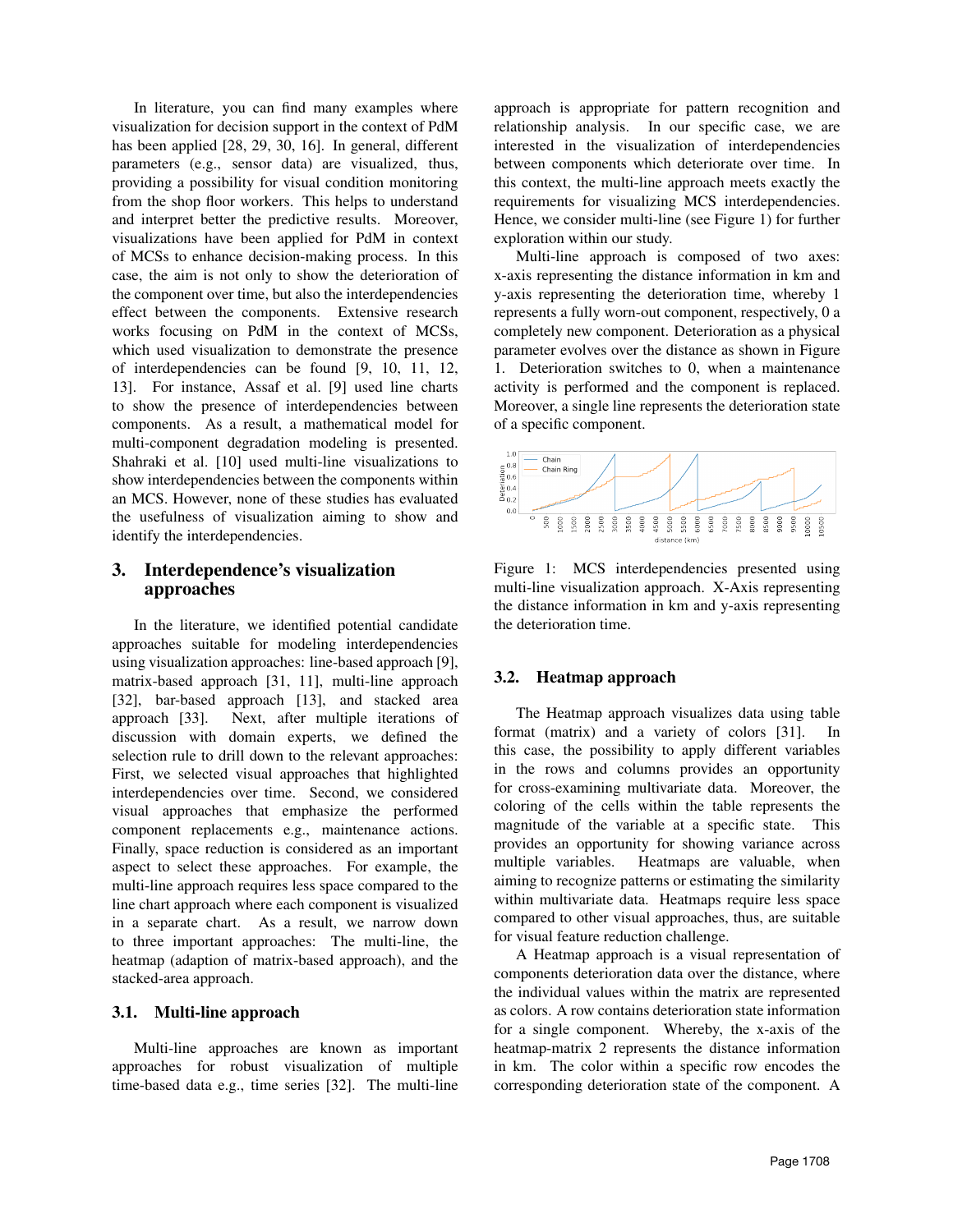In literature, you can find many examples where visualization for decision support in the context of PdM has been applied [28, 29, 30, 16]. In general, different parameters (e.g., sensor data) are visualized, thus, providing a possibility for visual condition monitoring from the shop floor workers. This helps to understand and interpret better the predictive results. Moreover, visualizations have been applied for PdM in context of MCSs to enhance decision-making process. In this case, the aim is not only to show the deterioration of the component over time, but also the interdependencies effect between the components. Extensive research works focusing on PdM in the context of MCSs, which used visualization to demonstrate the presence of interdependencies can be found [9, 10, 11, 12, 13]. For instance, Assaf et al. [9] used line charts to show the presence of interdependencies between components. As a result, a mathematical model for multi-component degradation modeling is presented. Shahraki et al. [10] used multi-line visualizations to show interdependencies between the components within an MCS. However, none of these studies has evaluated the usefulness of visualization aiming to show and identify the interdependencies.

## 3. Interdependence's visualization approaches

In the literature, we identified potential candidate approaches suitable for modeling interdependencies using visualization approaches: line-based approach [9], matrix-based approach [31, 11], multi-line approach [32], bar-based approach [13], and stacked area approach [33]. Next, after multiple iterations of discussion with domain experts, we defined the selection rule to drill down to the relevant approaches: First, we selected visual approaches that highlighted interdependencies over time. Second, we considered visual approaches that emphasize the performed component replacements e.g., maintenance actions. Finally, space reduction is considered as an important aspect to select these approaches. For example, the multi-line approach requires less space compared to the line chart approach where each component is visualized in a separate chart. As a result, we narrow down to three important approaches: The multi-line, the heatmap (adaption of matrix-based approach), and the stacked-area approach.

### 3.1. Multi-line approach

Multi-line approaches are known as important approaches for robust visualization of multiple time-based data e.g., time series [32]. The multi-line approach is appropriate for pattern recognition and relationship analysis. In our specific case, we are interested in the visualization of interdependencies between components which deteriorate over time. In this context, the multi-line approach meets exactly the requirements for visualizing MCS interdependencies. Hence, we consider multi-line (see Figure 1) for further exploration within our study.

Multi-line approach is composed of two axes: x-axis representing the distance information in km and y-axis representing the deterioration time, whereby 1 represents a fully worn-out component, respectively, 0 a completely new component. Deterioration as a physical parameter evolves over the distance as shown in Figure 1. Deterioration switches to 0, when a maintenance activity is performed and the component is replaced. Moreover, a single line represents the deterioration state of a specific component.

Figure 1: MCS interdependencies presented using multi-line visualization approach. X-Axis representing the distance information in km and y-axis representing the deterioration time.

### 3.2. Heatmap approach

The Heatmap approach visualizes data using table format (matrix) and a variety of colors [31]. In this case, the possibility to apply different variables in the rows and columns provides an opportunity for cross-examining multivariate data. Moreover, the coloring of the cells within the table represents the magnitude of the variable at a specific state. This provides an opportunity for showing variance across multiple variables. Heatmaps are valuable, when aiming to recognize patterns or estimating the similarity within multivariate data. Heatmaps require less space compared to other visual approaches, thus, are suitable for visual feature reduction challenge.

A Heatmap approach is a visual representation of components deterioration data over the distance, where the individual values within the matrix are represented as colors. A row contains deterioration state information for a single component. Whereby, the x-axis of the heatmap-matrix 2 represents the distance information in km. The color within a specific row encodes the corresponding deterioration state of the component. A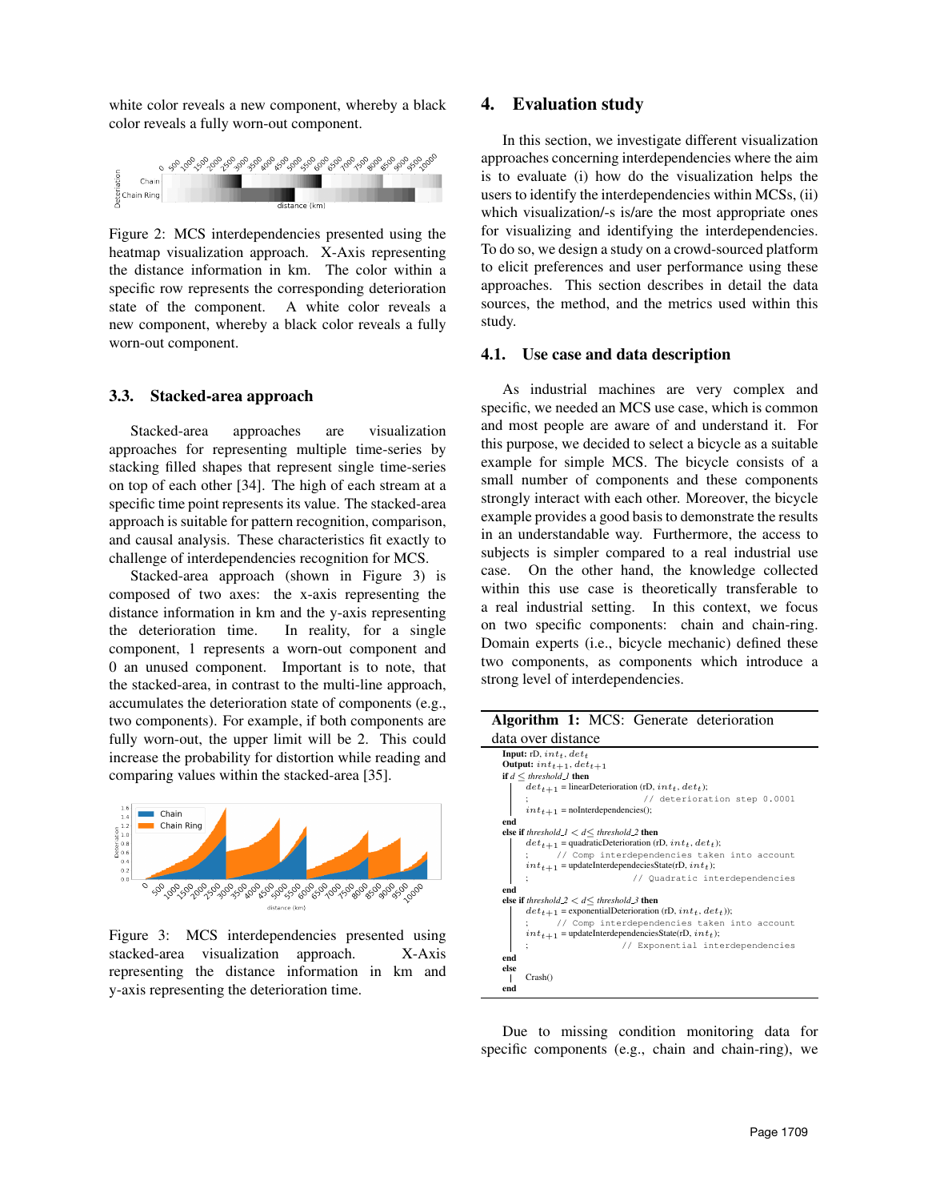white color reveals a new component, whereby a black color reveals a fully worn-out component.

Figure 2: MCS interdependencies presented using the heatmap visualization approach. X-Axis representing the distance information in km. The color within a specific row represents the corresponding deterioration state of the component. A white color reveals a new component, whereby a black color reveals a fully worn-out component.

### 3.3. Stacked-area approach

Stacked-area approaches are visualization approaches for representing multiple time-series by stacking filled shapes that represent single time-series on top of each other [34]. The high of each stream at a specific time point represents its value. The stacked-area approach is suitable for pattern recognition, comparison, and causal analysis. These characteristics fit exactly to challenge of interdependencies recognition for MCS.

Stacked-area approach (shown in Figure 3) is composed of two axes: the x-axis representing the distance information in km and the y-axis representing the deterioration time. In reality, for a single component, 1 represents a worn-out component and 0 an unused component. Important is to note, that the stacked-area, in contrast to the multi-line approach, accumulates the deterioration state of components (e.g., two components). For example, if both components are fully worn-out, the upper limit will be 2. This could increase the probability for distortion while reading and comparing values within the stacked-area [35].

Figure 3: MCS interdependencies presented using stacked-area visualization approach. X-Axis representing the distance information in km and y-axis representing the deterioration time.

## 4. Evaluation study

In this section, we investigate different visualization approaches concerning interdependencies where the aim is to evaluate (i) how do the visualization helps the users to identify the interdependencies within MCSs, (ii) which visualization/-s is/are the most appropriate ones for visualizing and identifying the interdependencies. To do so, we design a study on a crowd-sourced platform to elicit preferences and user performance using these approaches. This section describes in detail the data sources, the method, and the metrics used within this study.

### 4.1. Use case and data description

As industrial machines are very complex and specific, we needed an MCS use case, which is common and most people are aware of and understand it. For this purpose, we decided to select a bicycle as a suitable example for simple MCS. The bicycle consists of a small number of components and these components strongly interact with each other. Moreover, the bicycle example provides a good basis to demonstrate the results in an understandable way. Furthermore, the access to subjects is simpler compared to a real industrial use case. On the other hand, the knowledge collected within this use case is theoretically transferable to a real industrial setting. In this context, we focus on two specific components: chain and chain-ring. Domain experts (i.e., bicycle mechanic) defined these two components, as components which introduce a strong level of interdependencies.

**Algorithm 1:** MCS: Generate deterioration data over distance

```
Input: rD, int_t, det_t
Output: int_{t+1}, det_{t+1}
if d ≤ threshold_1 then
    det_{t+1} = linearDeterioration (rD, int_t, det_t);
    ;                           // deterioration step 0.0001
    int_{t+1} = noInterdependencies();
end
else if threshold_1 < d ≤ threshold_2 then
    det_{t+1} = quadraticDeterioration (rD, int_t, det_t);
    ;     // Comp interdependencies taken into account
    int_{t+1} = updateInterdependeciesState(rD, int_t);
    ;                         // Quadratic interdependencies
end
else if threshold_2 < d ≤ threshold_3 then
    det_{t+1} = exponentialDeterioration (rD, int_t, det_t));
    ;     // Comp interdependencies taken into account
    int_{t+1} = updateInterdependeciesState(rD, int_t);
    ;                       // Exponential interdependencies
end
else
    Crash()
end
```

Due to missing condition monitoring data for specific components (e.g., chain and chain-ring), we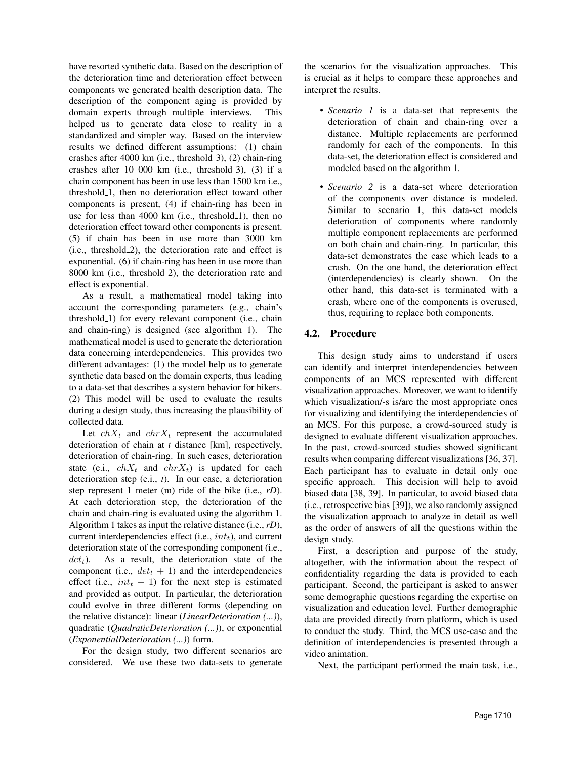have resorted synthetic data. Based on the description of the deterioration time and deterioration effect between components we generated health description data. The description of the component aging is provided by domain experts through multiple interviews. This helped us to generate data close to reality in a standardized and simpler way. Based on the interview results we defined different assumptions: (1) chain crashes after 4000 km (i.e., threshold_3), (2) chain-ring crashes after 10 000 km (i.e., threshold_3), (3) if a chain component has been in use less than 1500 km i.e., threshold_1, then no deterioration effect toward other components is present, (4) if chain-ring has been in use for less than 4000 km (i.e., threshold_1), then no deterioration effect toward other components is present. (5) if chain has been in use more than 3000 km (i.e., threshold_2), the deterioration rate and effect is exponential. (6) if chain-ring has been in use more than 8000 km (i.e., threshold_2), the deterioration rate and effect is exponential.

As a result, a mathematical model taking into account the corresponding parameters (e.g., chain's threshold_1) for every relevant component (i.e., chain and chain-ring) is designed (see algorithm 1). The mathematical model is used to generate the deterioration data concerning interdependencies. This provides two different advantages: (1) the model help us to generate synthetic data based on the domain experts, thus leading to a data-set that describes a system behavior for bikers. (2) This model will be used to evaluate the results during a design study, thus increasing the plausibility of collected data.

Let $chX_t$ and $chrX_t$ represent the accumulated deterioration of chain at *t* distance [km], respectively, deterioration of chain-ring. In such cases, deterioration state (e.i., $chX_t$ and $chrX_t$) is updated for each deterioration step (e.i., *t*). In our case, a deterioration step represent 1 meter (m) ride of the bike (i.e., *rD*). At each deterioration step, the deterioration of the chain and chain-ring is evaluated using the algorithm 1. Algorithm 1 takes as input the relative distance (i.e., *rD*), current interdependencies effect (i.e., $int_t$), and current deterioration state of the corresponding component (i.e., $det_t$). As a result, the deterioration state of the component (i.e., $det_t + 1$) and the interdependencies effect (i.e., $int_t + 1$) for the next step is estimated and provided as output. In particular, the deterioration could evolve in three different forms (depending on the relative distance): linear (*LinearDeterioration (...)*), quadratic (*QuadraticDeterioration (...)*), or exponential (*ExponentialDeterioration (...)*) form.

For the design study, two different scenarios are considered. We use these two data-sets to generate the scenarios for the visualization approaches. This is crucial as it helps to compare these approaches and interpret the results.

- *Scenario 1* is a data-set that represents the deterioration of chain and chain-ring over a distance. Multiple replacements are performed randomly for each of the components. In this data-set, the deterioration effect is considered and modeled based on the algorithm 1.
- *Scenario 2* is a data-set where deterioration of the components over distance is modeled. Similar to scenario 1, this data-set models deterioration of components where randomly multiple component replacements are performed on both chain and chain-ring. In particular, this data-set demonstrates the case which leads to a crash. On the one hand, the deterioration effect (interdependencies) is clearly shown. On the other hand, this data-set is terminated with a crash, where one of the components is overused, thus, requiring to replace both components.

## 4.2. Procedure

This design study aims to understand if users can identify and interpret interdependencies between components of an MCS represented with different visualization approaches. Moreover, we want to identify which visualization/-s is/are the most appropriate ones for visualizing and identifying the interdependencies of an MCS. For this purpose, a crowd-sourced study is designed to evaluate different visualization approaches. In the past, crowd-sourced studies showed significant results when comparing different visualizations [36, 37]. Each participant has to evaluate in detail only one specific approach. This decision will help to avoid biased data [38, 39]. In particular, to avoid biased data (i.e., retrospective bias [39]), we also randomly assigned the visualization approach to analyze in detail as well as the order of answers of all the questions within the design study.

First, a description and purpose of the study, altogether, with the information about the respect of confidentiality regarding the data is provided to each participant. Second, the participant is asked to answer some demographic questions regarding the expertise on visualization and education level. Further demographic data are provided directly from platform, which is used to conduct the study. Third, the MCS use-case and the definition of interdependencies is presented through a video animation.

Next, the participant performed the main task, i.e.,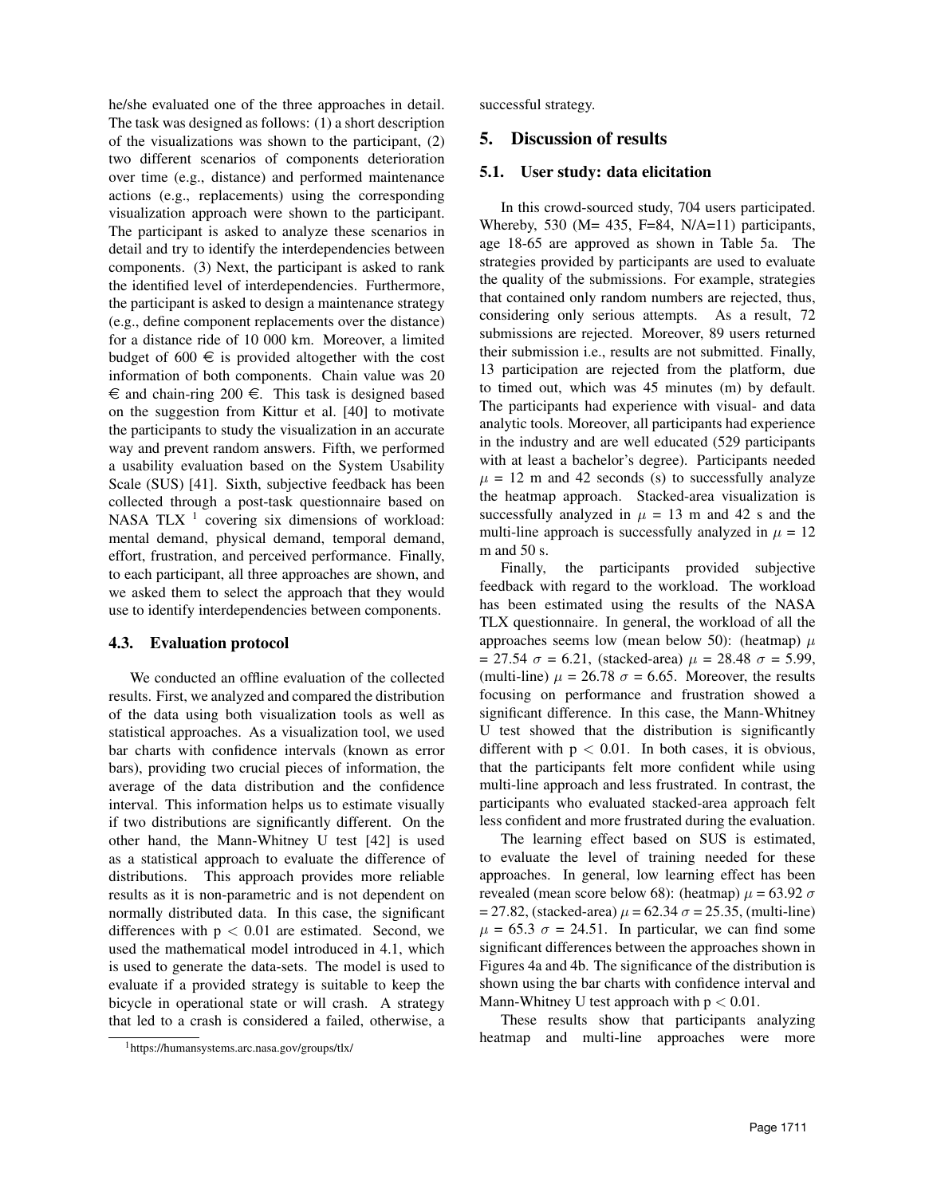he/she evaluated one of the three approaches in detail. The task was designed as follows: (1) a short description of the visualizations was shown to the participant, (2) two different scenarios of components deterioration over time (e.g., distance) and performed maintenance actions (e.g., replacements) using the corresponding visualization approach were shown to the participant. The participant is asked to analyze these scenarios in detail and try to identify the interdependencies between components. (3) Next, the participant is asked to rank the identified level of interdependencies. Furthermore, the participant is asked to design a maintenance strategy (e.g., define component replacements over the distance) for a distance ride of 10 000 km. Moreover, a limited budget of 600 € is provided altogether with the cost information of both components. Chain value was 20 € and chain-ring 200 €. This task is designed based on the suggestion from Kittur et al. [40] to motivate the participants to study the visualization in an accurate way and prevent random answers. Fifth, we performed a usability evaluation based on the System Usability Scale (SUS) [41]. Sixth, subjective feedback has been collected through a post-task questionnaire based on NASA TLX [1] covering six dimensions of workload: mental demand, physical demand, temporal demand, effort, frustration, and perceived performance. Finally, to each participant, all three approaches are shown, and we asked them to select the approach that they would use to identify interdependencies between components.

### 4.3. Evaluation protocol

We conducted an offline evaluation of the collected results. First, we analyzed and compared the distribution of the data using both visualization tools as well as statistical approaches. As a visualization tool, we used bar charts with confidence intervals (known as error bars), providing two crucial pieces of information, the average of the data distribution and the confidence interval. This information helps us to estimate visually if two distributions are significantly different. On the other hand, the Mann-Whitney U test [42] is used as a statistical approach to evaluate the difference of distributions. This approach provides more reliable results as it is non-parametric and is not dependent on normally distributed data. In this case, the significant differences with $p < 0.01$ are estimated. Second, we used the mathematical model introduced in 4.1, which is used to generate the data-sets. The model is used to evaluate if a provided strategy is suitable to keep the bicycle in operational state or will crash. A strategy that led to a crash is considered a failed, otherwise, a successful strategy.

[1] https://humansystems.arc.nasa.gov/groups/tlx/

## 5. Discussion of results

### 5.1. User study: data elicitation

In this crowd-sourced study, 704 users participated. Whereby, 530 (M= 435, F=84, N/A=11) participants, age 18-65 are approved as shown in Table 5a. The strategies provided by participants are used to evaluate the quality of the submissions. For example, strategies that contained only random numbers are rejected, thus, considering only serious attempts. As a result, 72 submissions are rejected. Moreover, 89 users returned their submission i.e., results are not submitted. Finally, 13 participation are rejected from the platform, due to timed out, which was 45 minutes (m) by default. The participants had experience with visual- and data analytic tools. Moreover, all participants had experience in the industry and are well educated (529 participants with at least a bachelor's degree). Participants needed $\mu$ = 12 m and 42 seconds (s) to successfully analyze the heatmap approach. Stacked-area visualization is successfully analyzed in $\mu$ = 13 m and 42 s and the multi-line approach is successfully analyzed in $\mu$ = 12 m and 50 s.

Finally, the participants provided subjective feedback with regard to the workload. The workload has been estimated using the results of the NASA TLX questionnaire. In general, the workload of all the approaches seems low (mean below 50): (heatmap) $\mu = 27.54$ $\sigma = 6.21$, (stacked-area) $\mu = 28.48$ $\sigma = 5.99$, (multi-line) $\mu = 26.78$ $\sigma = 6.65$. Moreover, the results focusing on performance and frustration showed a significant difference. In this case, the Mann-Whitney U test showed that the distribution is significantly different with $p < 0.01$. In both cases, it is obvious, that the participants felt more confident while using multi-line approach and less frustrated. In contrast, the participants who evaluated stacked-area approach felt less confident and more frustrated during the evaluation.

The learning effect based on SUS is estimated, to evaluate the level of training needed for these approaches. In general, low learning effect has been revealed (mean score below 68): (heatmap) $\mu = 63.92$ $\sigma = 27.82$, (stacked-area) $\mu = 62.34$ $\sigma = 25.35$, (multi-line) $\mu = 65.3$ $\sigma = 24.51$. In particular, we can find some significant differences between the approaches shown in Figures 4a and 4b. The significance of the distribution is shown using the bar charts with confidence interval and Mann-Whitney U test approach with $p < 0.01$.

These results show that participants analyzing heatmap and multi-line approaches were more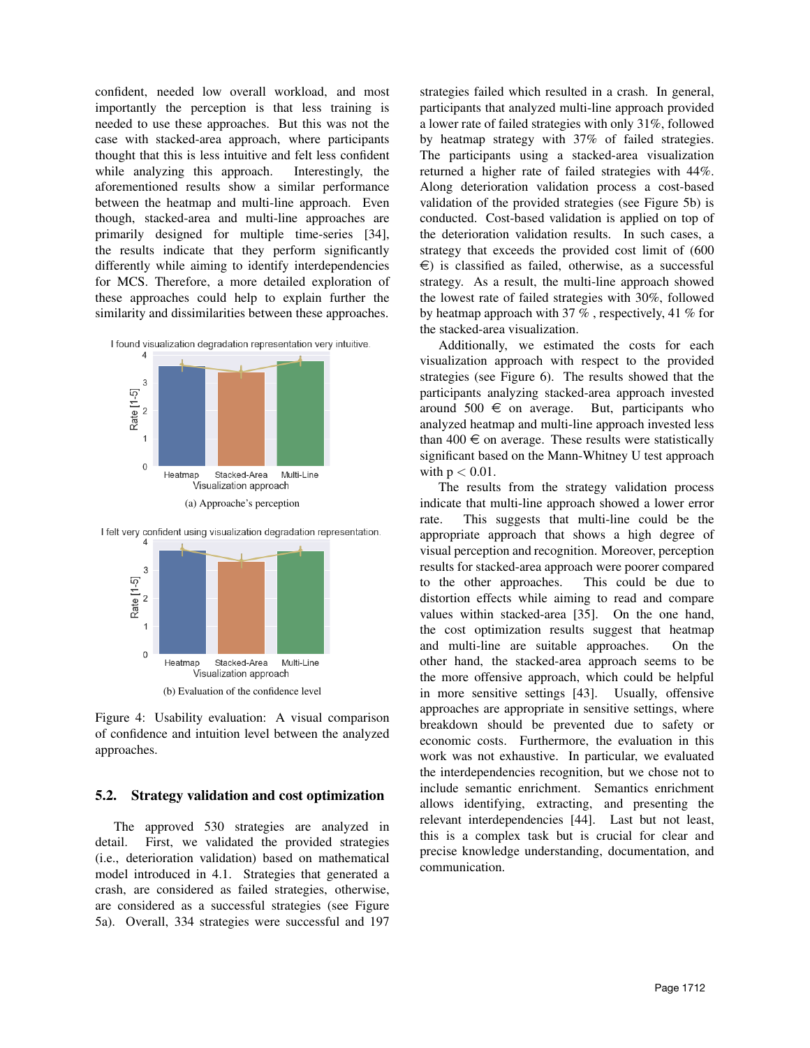confident, needed low overall workload, and most importantly the perception is that less training is needed to use these approaches. But this was not the case with stacked-area approach, where participants thought that this is less intuitive and felt less confident while analyzing this approach. Interestingly, the aforementioned results show a similar performance between the heatmap and multi-line approach. Even though, stacked-area and multi-line approaches are primarily designed for multiple time-series [34], the results indicate that they perform significantly differently while aiming to identify interdependencies for MCS. Therefore, a more detailed exploration of these approaches could help to explain further the similarity and dissimilarities between these approaches.

(a) Approache's perception

(b) Evaluation of the confidence level

Figure 4: Usability evaluation: A visual comparison of confidence and intuition level between the analyzed approaches.

## 5.2. Strategy validation and cost optimization

The approved 530 strategies are analyzed in detail. First, we validated the provided strategies (i.e., deterioration validation) based on mathematical model introduced in 4.1. Strategies that generated a crash, are considered as failed strategies, otherwise, are considered as a successful strategies (see Figure 5a). Overall, 334 strategies were successful and 197 strategies failed which resulted in a crash. In general, participants that analyzed multi-line approach provided a lower rate of failed strategies with only 31%, followed by heatmap strategy with 37% of failed strategies. The participants using a stacked-area visualization returned a higher rate of failed strategies with 44%. Along deterioration validation process a cost-based validation of the provided strategies (see Figure 5b) is conducted. Cost-based validation is applied on top of the deterioration validation results. In such cases, a strategy that exceeds the provided cost limit of (600 €) is classified as failed, otherwise, as a successful strategy. As a result, the multi-line approach showed the lowest rate of failed strategies with 30%, followed by heatmap approach with 37 % , respectively, 41 % for the stacked-area visualization.

Additionally, we estimated the costs for each visualization approach with respect to the provided strategies (see Figure 6). The results showed that the participants analyzing stacked-area approach invested around 500 € on average. But, participants who analyzed heatmap and multi-line approach invested less than 400 € on average. These results were statistically significant based on the Mann-Whitney U test approach with $p < 0.01$.

The results from the strategy validation process indicate that multi-line approach showed a lower error rate. This suggests that multi-line could be the appropriate approach that shows a high degree of visual perception and recognition. Moreover, perception results for stacked-area approach were poorer compared to the other approaches. This could be due to distortion effects while aiming to read and compare values within stacked-area [35]. On the one hand, the cost optimization results suggest that heatmap and multi-line are suitable approaches. On the other hand, the stacked-area approach seems to be the more offensive approach, which could be helpful in more sensitive settings [43]. Usually, offensive approaches are appropriate in sensitive settings, where breakdown should be prevented due to safety or economic costs. Furthermore, the evaluation in this work was not exhaustive. In particular, we evaluated the interdependencies recognition, but we chose not to include semantic enrichment. Semantics enrichment allows identifying, extracting, and presenting the relevant interdependencies [44]. Last but not least, this is a complex task but is crucial for clear and precise knowledge understanding, documentation, and communication.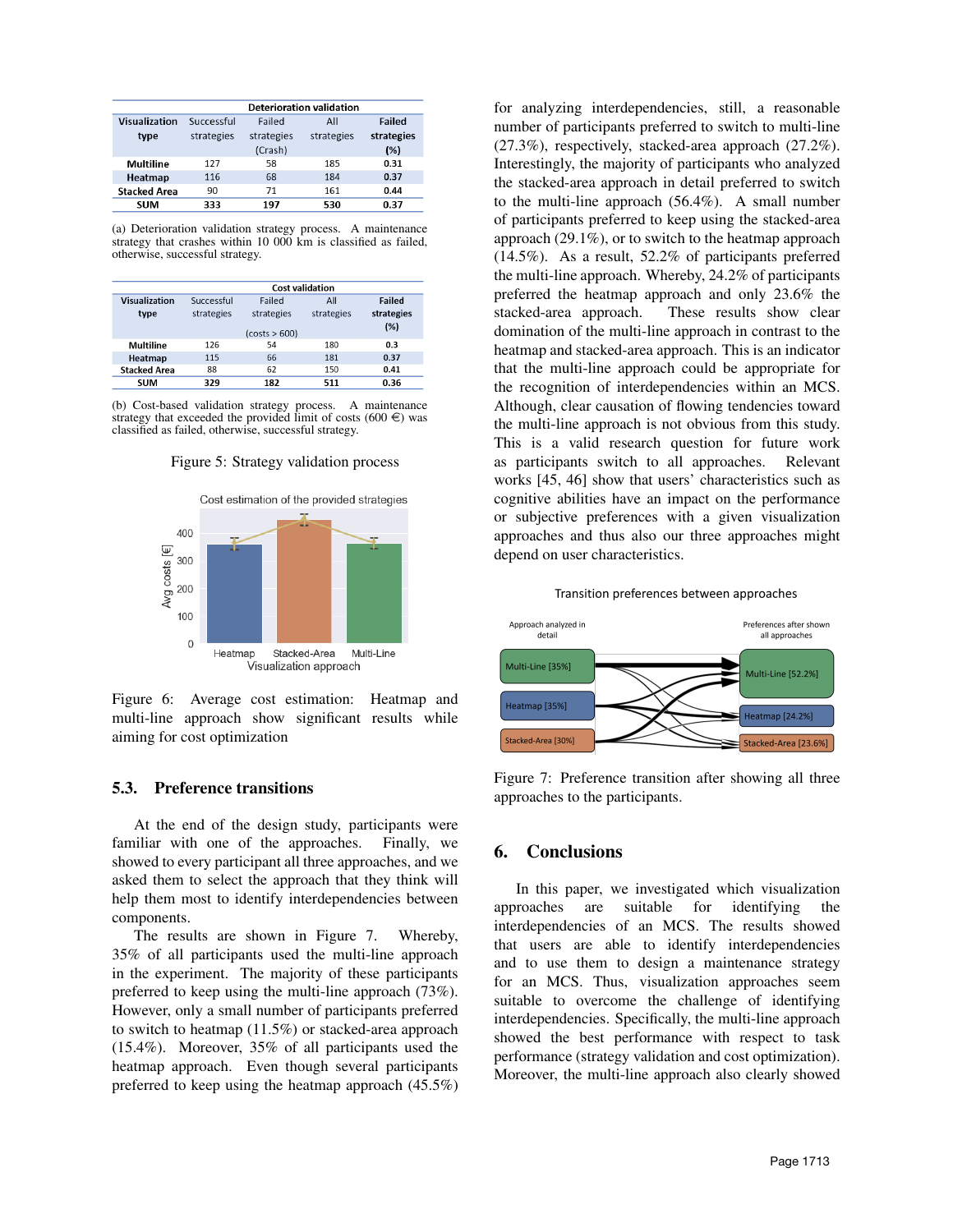| Deterioration validation | | | | |
|---|---|---|---|---|
| **Visualization type** | Successful strategies | Failed strategies (Crash) | All strategies | **Failed strategies (%)** |
| **Multiline** | 127 | 58 | 185 | **0.31** |
| **Heatmap** | 116 | 68 | 184 | **0.37** |
| **Stacked Area** | 90 | 71 | 161 | **0.44** |
| **SUM** | **333** | **197** | **530** | **0.37** |

(a) Deterioration validation strategy process. A maintenance strategy that crashes within 10 000 km is classified as failed, otherwise, successful strategy.

| Cost validation | | | | |
|---|---|---|---|---|
| **Visualization type** | Successful strategies | Failed strategies (costs > 600) | All strategies | **Failed strategies (%)** |
| **Multiline** | 126 | 54 | 180 | **0.3** |
| **Heatmap** | 115 | 66 | 181 | **0.37** |
| **Stacked Area** | 88 | 62 | 150 | **0.41** |
| **SUM** | **329** | **182** | **511** | **0.36** |

(b) Cost-based validation strategy process. A maintenance strategy that exceeded the provided limit of costs (600 €) was classified as failed, otherwise, successful strategy.

Figure 5: Strategy validation process

Figure 6: Average cost estimation: Heatmap and multi-line approach show significant results while aiming for cost optimization

### 5.3. Preference transitions

At the end of the design study, participants were familiar with one of the approaches. Finally, we showed to every participant all three approaches, and we asked them to select the approach that they think will help them most to identify interdependencies between components.

The results are shown in Figure 7. Whereby, 35% of all participants used the multi-line approach in the experiment. The majority of these participants preferred to keep using the multi-line approach (73%). However, only a small number of participants preferred to switch to heatmap (11.5%) or stacked-area approach (15.4%). Moreover, 35% of all participants used the heatmap approach. Even though several participants preferred to keep using the heatmap approach (45.5%) for analyzing interdependencies, still, a reasonable number of participants preferred to switch to multi-line (27.3%), respectively, stacked-area approach (27.2%). Interestingly, the majority of participants who analyzed the stacked-area approach in detail preferred to switch to the multi-line approach (56.4%). A small number of participants preferred to keep using the stacked-area approach (29.1%), or to switch to the heatmap approach (14.5%). As a result, 52.2% of participants preferred the multi-line approach. Whereby, 24.2% of participants preferred the heatmap approach and only 23.6% the stacked-area approach. These results show clear domination of the multi-line approach in contrast to the heatmap and stacked-area approach. This is an indicator that the multi-line approach could be appropriate for the recognition of interdependencies within an MCS. Although, clear causation of flowing tendencies toward the multi-line approach is not obvious from this study. This is a valid research question for future work as participants switch to all approaches. Relevant works [45, 46] show that users' characteristics such as cognitive abilities have an impact on the performance or subjective preferences with a given visualization approaches and thus also our three approaches might depend on user characteristics.

Figure 7: Preference transition after showing all three approaches to the participants.

## 6. Conclusions

In this paper, we investigated which visualization approaches are suitable for identifying the interdependencies of an MCS. The results showed that users are able to identify interdependencies and to use them to design a maintenance strategy for an MCS. Thus, visualization approaches seem suitable to overcome the challenge of identifying interdependencies. Specifically, the multi-line approach showed the best performance with respect to task performance (strategy validation and cost optimization). Moreover, the multi-line approach also clearly showed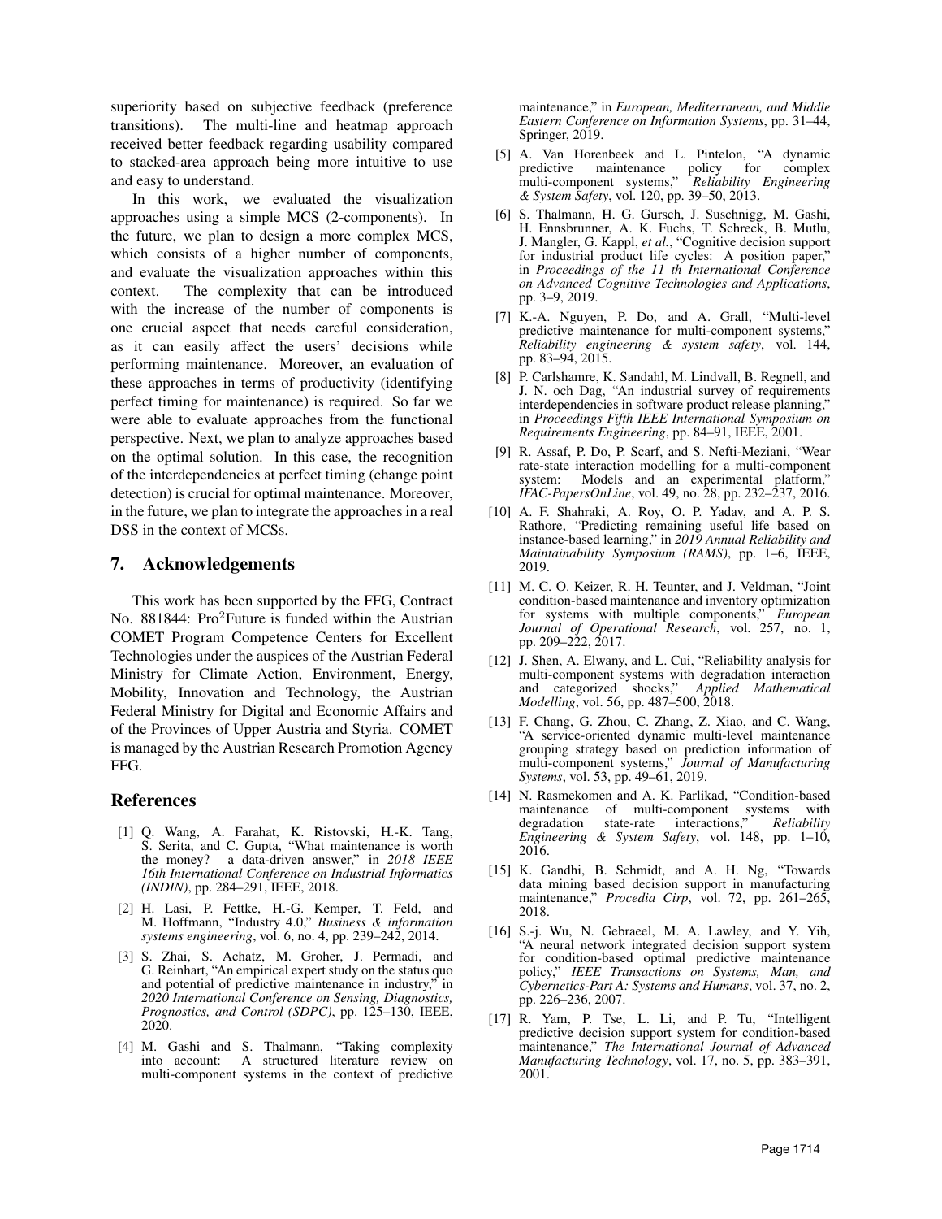superiority based on subjective feedback (preference transitions). The multi-line and heatmap approach received better feedback regarding usability compared to stacked-area approach being more intuitive to use and easy to understand.

In this work, we evaluated the visualization approaches using a simple MCS (2-components). In the future, we plan to design a more complex MCS, which consists of a higher number of components, and evaluate the visualization approaches within this context. The complexity that can be introduced with the increase of the number of components is one crucial aspect that needs careful consideration, as it can easily affect the users' decisions while performing maintenance. Moreover, an evaluation of these approaches in terms of productivity (identifying perfect timing for maintenance) is required. So far we were able to evaluate approaches from the functional perspective. Next, we plan to analyze approaches based on the optimal solution. In this case, the recognition of the interdependencies at perfect timing (change point detection) is crucial for optimal maintenance. Moreover, in the future, we plan to integrate the approaches in a real DSS in the context of MCSs.

## 7. Acknowledgements

This work has been supported by the FFG, Contract No. 881844: Pro$^2$Future is funded within the Austrian COMET Program Competence Centers for Excellent Technologies under the auspices of the Austrian Federal Ministry for Climate Action, Environment, Energy, Mobility, Innovation and Technology, the Austrian Federal Ministry for Digital and Economic Affairs and of the Provinces of Upper Austria and Styria. COMET is managed by the Austrian Research Promotion Agency FFG.

## References

[1] Q. Wang, A. Farahat, K. Ristovski, H.-K. Tang, S. Serita, and C. Gupta, "What maintenance is worth the money? a data-driven answer," in *2018 IEEE 16th International Conference on Industrial Informatics (INDIN)*, pp. 284–291, IEEE, 2018.

[2] H. Lasi, P. Fettke, H.-G. Kemper, T. Feld, and M. Hoffmann, "Industry 4.0," *Business & information systems engineering*, vol. 6, no. 4, pp. 239–242, 2014.

[3] S. Zhai, S. Achatz, M. Groher, J. Permadi, and G. Reinhart, "An empirical expert study on the status quo and potential of predictive maintenance in industry," in *2020 International Conference on Sensing, Diagnostics, Prognostics, and Control (SDPC)*, pp. 125–130, IEEE, 2020.

[4] M. Gashi and S. Thalmann, "Taking complexity into account: A structured literature review on multi-component systems in the context of predictive maintenance," in *European, Mediterranean, and Middle Eastern Conference on Information Systems*, pp. 31–44, Springer, 2019.

[5] A. Van Horenbeek and L. Pintelon, "A dynamic predictive maintenance policy for complex multi-component systems," *Reliability Engineering & System Safety*, vol. 120, pp. 39–50, 2013.

[6] S. Thalmann, H. G. Gursch, J. Suschnigg, M. Gashi, H. Ennsbrunner, A. K. Fuchs, T. Schreck, B. Mutlu, J. Mangler, G. Kappl, *et al.*, "Cognitive decision support for industrial product life cycles: A position paper," in *Proceedings of the 11 th International Conference on Advanced Cognitive Technologies and Applications*, pp. 3–9, 2019.

[7] K.-A. Nguyen, P. Do, and A. Grall, "Multi-level predictive maintenance for multi-component systems," *Reliability engineering & system safety*, vol. 144, pp. 83–94, 2015.

[8] P. Carlshamre, K. Sandahl, M. Lindvall, B. Regnell, and J. N. och Dag, "An industrial survey of requirements interdependencies in software product release planning," in *Proceedings Fifth IEEE International Symposium on Requirements Engineering*, pp. 84–91, IEEE, 2001.

[9] R. Assaf, P. Do, P. Scarf, and S. Nefti-Meziani, "Wear rate-state interaction modelling for a multi-component system: Models and an experimental platform," *IFAC-PapersOnLine*, vol. 49, no. 28, pp. 232–237, 2016.

[10] A. F. Shahraki, A. Roy, O. P. Yadav, and A. P. S. Rathore, "Predicting remaining useful life based on instance-based learning," in *2019 Annual Reliability and Maintainability Symposium (RAMS)*, pp. 1–6, IEEE, 2019.

[11] M. C. O. Keizer, R. H. Teunter, and J. Veldman, "Joint condition-based maintenance and inventory optimization for systems with multiple components," *European Journal of Operational Research*, vol. 257, no. 1, pp. 209–222, 2017.

[12] J. Shen, A. Elwany, and L. Cui, "Reliability analysis for multi-component systems with degradation interaction and categorized shocks," *Applied Mathematical Modelling*, vol. 56, pp. 487–500, 2018.

[13] F. Chang, G. Zhou, C. Zhang, Z. Xiao, and C. Wang, "A service-oriented dynamic multi-level maintenance grouping strategy based on prediction information of multi-component systems," *Journal of Manufacturing Systems*, vol. 53, pp. 49–61, 2019.

[14] N. Rasmekomen and A. K. Parlikad, "Condition-based maintenance of multi-component systems with degradation state-rate interactions," *Reliability Engineering & System Safety*, vol. 148, pp. 1–10, 2016.

[15] K. Gandhi, B. Schmidt, and A. H. Ng, "Towards data mining based decision support in manufacturing maintenance," *Procedia Cirp*, vol. 72, pp. 261–265, 2018.

[16] S.-j. Wu, N. Gebraeel, M. A. Lawley, and Y. Yih, "A neural network integrated decision support system for condition-based optimal predictive maintenance policy," *IEEE Transactions on Systems, Man, and Cybernetics-Part A: Systems and Humans*, vol. 37, no. 2, pp. 226–236, 2007.

[17] R. Yam, P. Tse, L. Li, and P. Tu, "Intelligent predictive decision support system for condition-based maintenance," *The International Journal of Advanced Manufacturing Technology*, vol. 17, no. 5, pp. 383–391, 2001.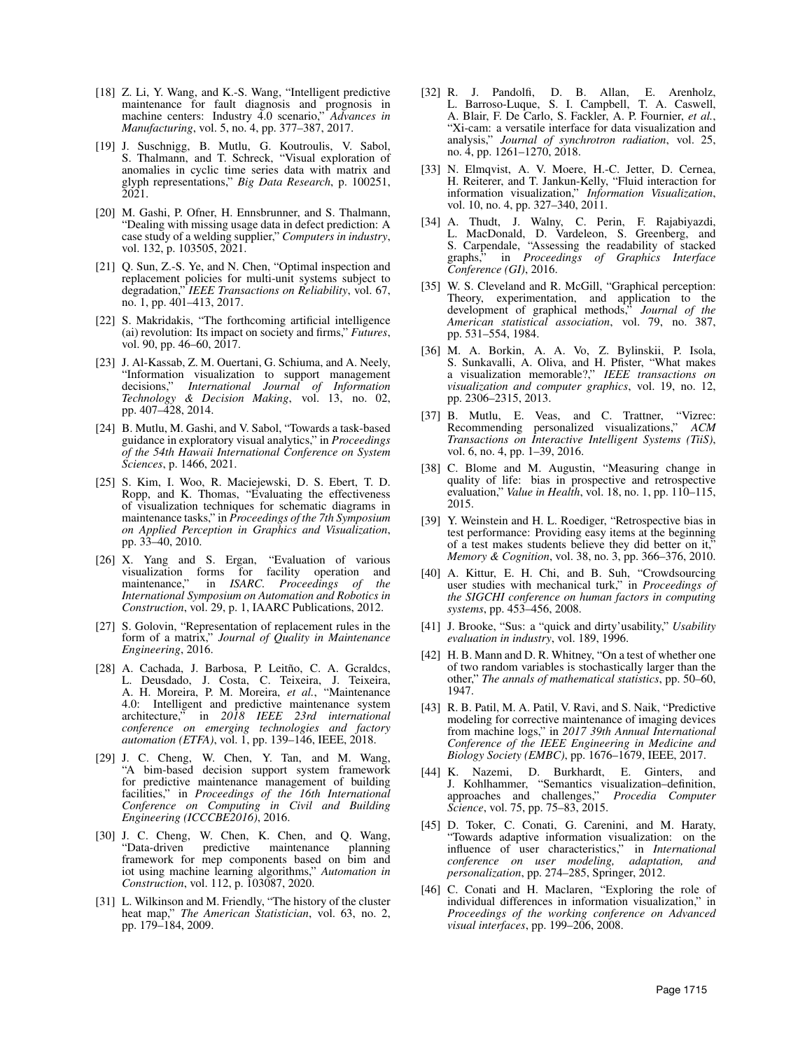[18] Z. Li, Y. Wang, and K.-S. Wang, "Intelligent predictive maintenance for fault diagnosis and prognosis in machine centers: Industry 4.0 scenario," *Advances in Manufacturing*, vol. 5, no. 4, pp. 377–387, 2017.

[19] J. Suschnigg, B. Mutlu, G. Koutroulis, V. Sabol, S. Thalmann, and T. Schreck, "Visual exploration of anomalies in cyclic time series data with matrix and glyph representations," *Big Data Research*, p. 100251, 2021.

[20] M. Gashi, P. Ofner, H. Ennsbrunner, and S. Thalmann, "Dealing with missing usage data in defect prediction: A case study of a welding supplier," *Computers in industry*, vol. 132, p. 103505, 2021.

[21] Q. Sun, Z.-S. Ye, and N. Chen, "Optimal inspection and replacement policies for multi-unit systems subject to degradation," *IEEE Transactions on Reliability*, vol. 67, no. 1, pp. 401–413, 2017.

[22] S. Makridakis, "The forthcoming artificial intelligence (ai) revolution: Its impact on society and firms," *Futures*, vol. 90, pp. 46–60, 2017.

[23] J. Al-Kassab, Z. M. Ouertani, G. Schiuma, and A. Neely, "Information visualization to support management decisions," *International Journal of Information Technology & Decision Making*, vol. 13, no. 02, pp. 407–428, 2014.

[24] B. Mutlu, M. Gashi, and V. Sabol, "Towards a task-based guidance in exploratory visual analytics," in *Proceedings of the 54th Hawaii International Conference on System Sciences*, p. 1466, 2021.

[25] S. Kim, I. Woo, R. Maciejewski, D. S. Ebert, T. D. Ropp, and K. Thomas, "Evaluating the effectiveness of visualization techniques for schematic diagrams in maintenance tasks," in *Proceedings of the 7th Symposium on Applied Perception in Graphics and Visualization*, pp. 33–40, 2010.

[26] X. Yang and S. Ergan, "Evaluation of various visualization forms for facility operation and maintenance," in *ISARC. Proceedings of the International Symposium on Automation and Robotics in Construction*, vol. 29, p. 1, IAARC Publications, 2012.

[27] S. Golovin, "Representation of replacement rules in the form of a matrix," *Journal of Quality in Maintenance Engineering*, 2016.

[28] A. Cachada, J. Barbosa, P. Leitño, C. A. Gcraldcs, L. Deusdado, J. Costa, C. Teixeira, J. Teixeira, A. H. Moreira, P. M. Moreira, *et al.*, "Maintenance 4.0: Intelligent and predictive maintenance system architecture," in *2018 IEEE 23rd international conference on emerging technologies and factory automation (ETFA)*, vol. 1, pp. 139–146, IEEE, 2018.

[29] J. C. Cheng, W. Chen, Y. Tan, and M. Wang, "A bim-based decision support system framework for predictive maintenance management of building facilities," in *Proceedings of the 16th International Conference on Computing in Civil and Building Engineering (ICCCBE2016)*, 2016.

[30] J. C. Cheng, W. Chen, K. Chen, and Q. Wang, "Data-driven predictive maintenance planning framework for mep components based on bim and iot using machine learning algorithms," *Automation in Construction*, vol. 112, p. 103087, 2020.

[31] L. Wilkinson and M. Friendly, "The history of the cluster heat map," *The American Statistician*, vol. 63, no. 2, pp. 179–184, 2009.

[32] R. J. Pandolfi, D. B. Allan, E. Arenholz, L. Barroso-Luque, S. I. Campbell, T. A. Caswell, A. Blair, F. De Carlo, S. Fackler, A. P. Fournier, *et al.*, "Xi-cam: a versatile interface for data visualization and analysis," *Journal of synchrotron radiation*, vol. 25, no. 4, pp. 1261–1270, 2018.

[33] N. Elmqvist, A. V. Moere, H.-C. Jetter, D. Cernea, H. Reiterer, and T. Jankun-Kelly, "Fluid interaction for information visualization," *Information Visualization*, vol. 10, no. 4, pp. 327–340, 2011.

[34] A. Thudt, J. Walny, C. Perin, F. Rajabiyazdi, L. MacDonald, D. Vardeleon, S. Greenberg, and S. Carpendale, "Assessing the readability of stacked graphs," in *Proceedings of Graphics Interface Conference (GI)*, 2016.

[35] W. S. Cleveland and R. McGill, "Graphical perception: Theory, experimentation, and application to the development of graphical methods," *Journal of the American statistical association*, vol. 79, no. 387, pp. 531–554, 1984.

[36] M. A. Borkin, A. A. Vo, Z. Bylinskii, P. Isola, S. Sunkavalli, A. Oliva, and H. Pfister, "What makes a visualization memorable?," *IEEE transactions on visualization and computer graphics*, vol. 19, no. 12, pp. 2306–2315, 2013.

[37] B. Mutlu, E. Veas, and C. Trattner, "Vizrec: Recommending personalized visualizations," *ACM Transactions on Interactive Intelligent Systems (TiiS)*, vol. 6, no. 4, pp. 1–39, 2016.

[38] C. Blome and M. Augustin, "Measuring change in quality of life: bias in prospective and retrospective evaluation," *Value in Health*, vol. 18, no. 1, pp. 110–115, 2015.

[39] Y. Weinstein and H. L. Roediger, "Retrospective bias in test performance: Providing easy items at the beginning of a test makes students believe they did better on it," *Memory & Cognition*, vol. 38, no. 3, pp. 366–376, 2010.

[40] A. Kittur, E. H. Chi, and B. Suh, "Crowdsourcing user studies with mechanical turk," in *Proceedings of the SIGCHI conference on human factors in computing systems*, pp. 453–456, 2008.

[41] J. Brooke, "Sus: a "quick and dirty'usability," *Usability evaluation in industry*, vol. 189, 1996.

[42] H. B. Mann and D. R. Whitney, "On a test of whether one of two random variables is stochastically larger than the other," *The annals of mathematical statistics*, pp. 50–60, 1947.

[43] R. B. Patil, M. A. Patil, V. Ravi, and S. Naik, "Predictive modeling for corrective maintenance of imaging devices from machine logs," in *2017 39th Annual International Conference of the IEEE Engineering in Medicine and Biology Society (EMBC)*, pp. 1676–1679, IEEE, 2017.

[44] K. Nazemi, D. Burkhardt, E. Ginters, and J. Kohlhammer, "Semantics visualization–definition, approaches and challenges," *Procedia Computer Science*, vol. 75, pp. 75–83, 2015.

[45] D. Toker, C. Conati, G. Carenini, and M. Haraty, "Towards adaptive information visualization: on the influence of user characteristics," in *International conference on user modeling, adaptation, and personalization*, pp. 274–285, Springer, 2012.

[46] C. Conati and H. Maclaren, "Exploring the role of individual differences in information visualization," in *Proceedings of the working conference on Advanced visual interfaces*, pp. 199–206, 2008.